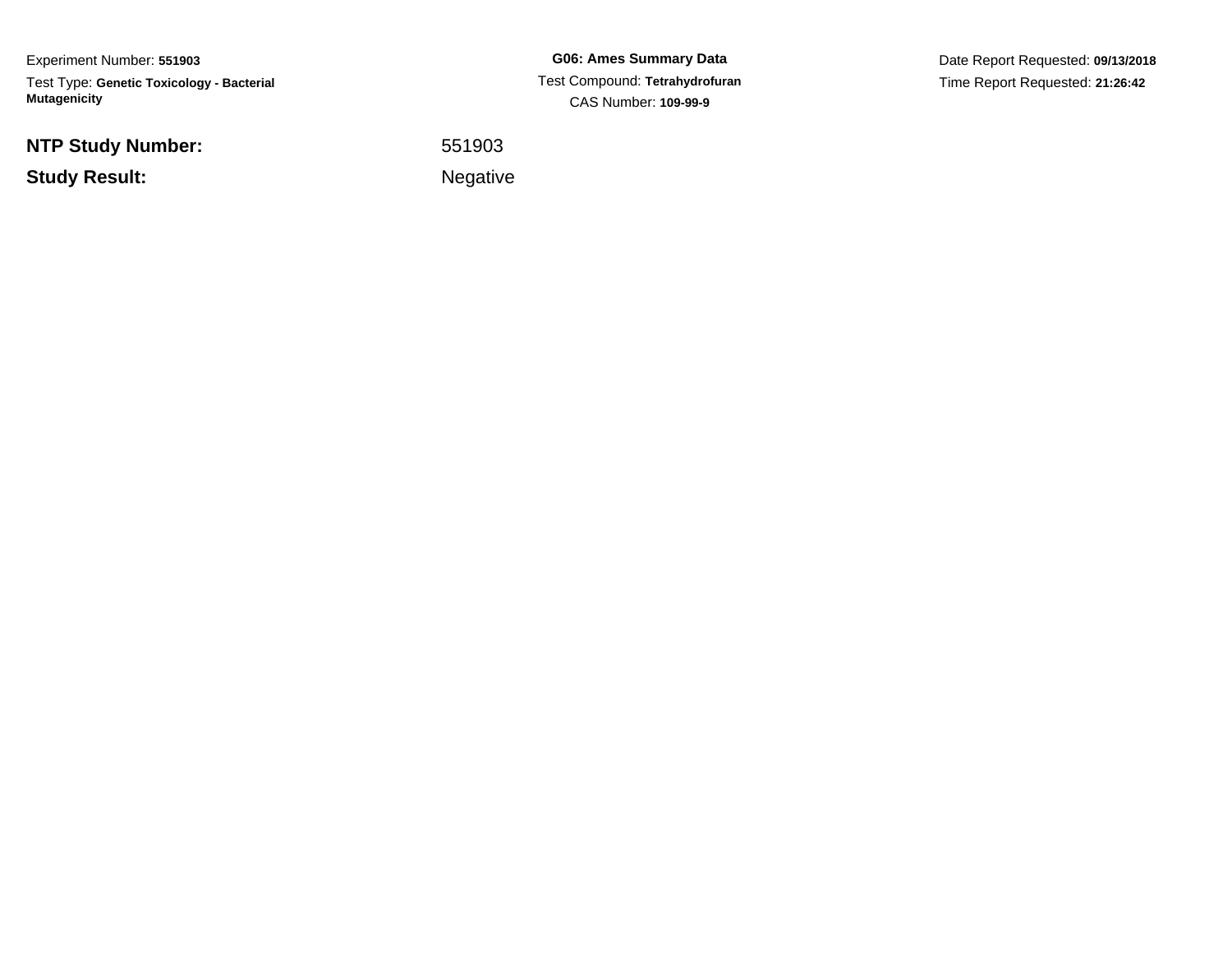Experiment Number: **551903**

Test Type: **Genetic Toxicology - Bacterial Mutagenicity**

**G06: Ames Summary Data**

Test Compound: **Tetrahydrofuran**

CAS Number: **109-99-9**

Date Report Requested: **09/13/2018**

Time Report Requested: **21:26:42**

| | |
|---|---|
| **NTP Study Number:** | 551903 |
| **Study Result:** | Negative |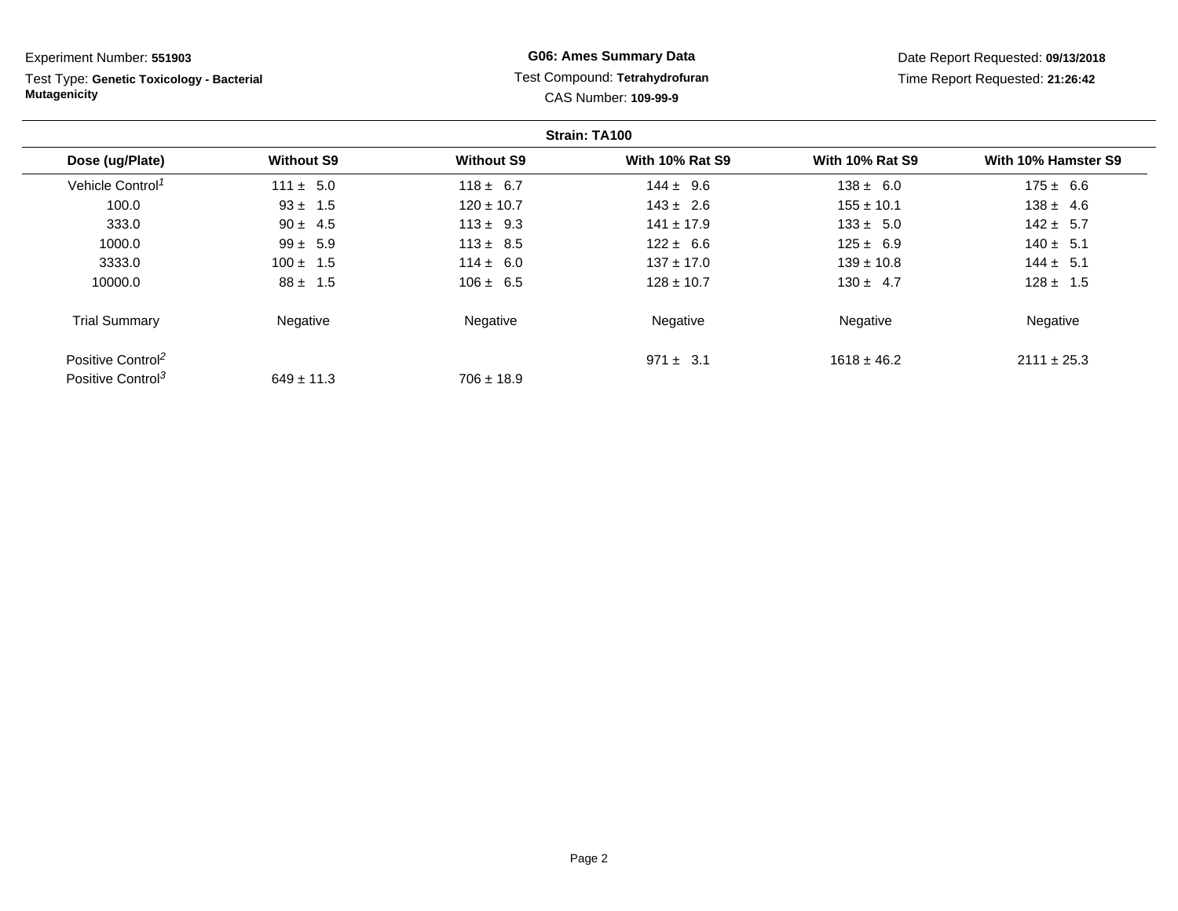Experiment Number: **551903**

Test Type: **Genetic Toxicology - Bacterial Mutagenicity**

**G06: Ames Summary Data**

Test Compound: **Tetrahydrofuran**

CAS Number: **109-99-9**

Date Report Requested: **09/13/2018**

Time Report Requested: **21:26:42**

**Strain: TA100**

| Dose (ug/Plate) | Without S9 | Without S9 | With 10% Rat S9 | With 10% Rat S9 | With 10% Hamster S9 |
|---|---|---|---|---|---|
| Vehicle Control[1] | 111 ± 5.0 | 118 ± 6.7 | 144 ± 9.6 | 138 ± 6.0 | 175 ± 6.6 |
| 100.0 | 93 ± 1.5 | 120 ± 10.7 | 143 ± 2.6 | 155 ± 10.1 | 138 ± 4.6 |
| 333.0 | 90 ± 4.5 | 113 ± 9.3 | 141 ± 17.9 | 133 ± 5.0 | 142 ± 5.7 |
| 1000.0 | 99 ± 5.9 | 113 ± 8.5 | 122 ± 6.6 | 125 ± 6.9 | 140 ± 5.1 |
| 3333.0 | 100 ± 1.5 | 114 ± 6.0 | 137 ± 17.0 | 139 ± 10.8 | 144 ± 5.1 |
| 10000.0 | 88 ± 1.5 | 106 ± 6.5 | 128 ± 10.7 | 130 ± 4.7 | 128 ± 1.5 |
| Trial Summary | Negative | Negative | Negative | Negative | Negative |
| Positive Control[2] | | | 971 ± 3.1 | 1618 ± 46.2 | 2111 ± 25.3 |
| Positive Control[3] | 649 ± 11.3 | 706 ± 18.9 | | | |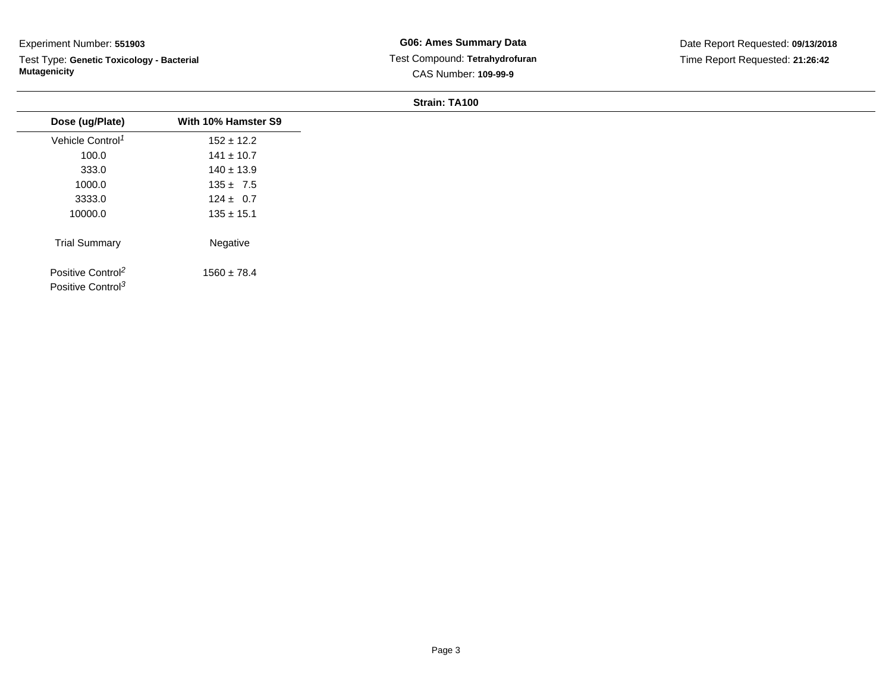Experiment Number: **551903**

Test Type: **Genetic Toxicology - Bacterial Mutagenicity**

**G06: Ames Summary Data**

Test Compound: **Tetrahydrofuran**

CAS Number: **109-99-9**

Date Report Requested: **09/13/2018**

Time Report Requested: **21:26:42**

**Strain: TA100**

| Dose (ug/Plate) | With 10% Hamster S9 |
|---|---|
| Vehicle Control[1] | 152 ± 12.2 |
| 100.0 | 141 ± 10.7 |
| 333.0 | 140 ± 13.9 |
| 1000.0 | 135 ± 7.5 |
| 3333.0 | 124 ± 0.7 |
| 10000.0 | 135 ± 15.1 |
| Trial Summary | Negative |
| Positive Control[2] | 1560 ± 78.4 |
| Positive Control[3] | |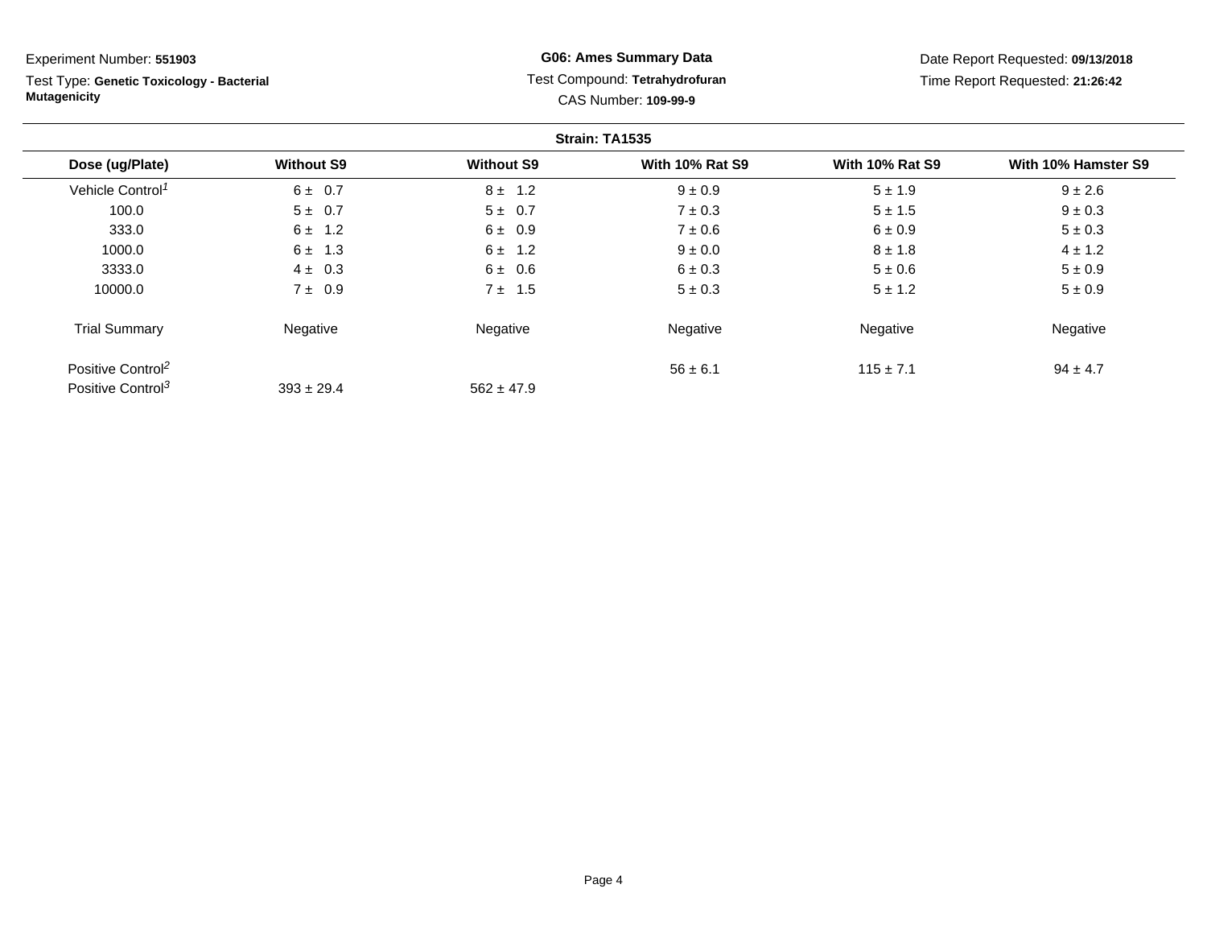Experiment Number: **551903**

Test Type: **Genetic Toxicology - Bacterial Mutagenicity**

**G06: Ames Summary Data**

Test Compound: **Tetrahydrofuran**

CAS Number: **109-99-9**

Date Report Requested: **09/13/2018**

Time Report Requested: **21:26:42**

**Strain: TA1535**

| Dose (ug/Plate) | Without S9 | Without S9 | With 10% Rat S9 | With 10% Rat S9 | With 10% Hamster S9 |
|---|---|---|---|---|---|
| Vehicle Control[1] | 6 ± 0.7 | 8 ± 1.2 | 9 ± 0.9 | 5 ± 1.9 | 9 ± 2.6 |
| 100.0 | 5 ± 0.7 | 5 ± 0.7 | 7 ± 0.3 | 5 ± 1.5 | 9 ± 0.3 |
| 333.0 | 6 ± 1.2 | 6 ± 0.9 | 7 ± 0.6 | 6 ± 0.9 | 5 ± 0.3 |
| 1000.0 | 6 ± 1.3 | 6 ± 1.2 | 9 ± 0.0 | 8 ± 1.8 | 4 ± 1.2 |
| 3333.0 | 4 ± 0.3 | 6 ± 0.6 | 6 ± 0.3 | 5 ± 0.6 | 5 ± 0.9 |
| 10000.0 | 7 ± 0.9 | 7 ± 1.5 | 5 ± 0.3 | 5 ± 1.2 | 5 ± 0.9 |
| Trial Summary | Negative | Negative | Negative | Negative | Negative |
| Positive Control[2] | | | 56 ± 6.1 | 115 ± 7.1 | 94 ± 4.7 |
| Positive Control[3] | 393 ± 29.4 | 562 ± 47.9 | | | |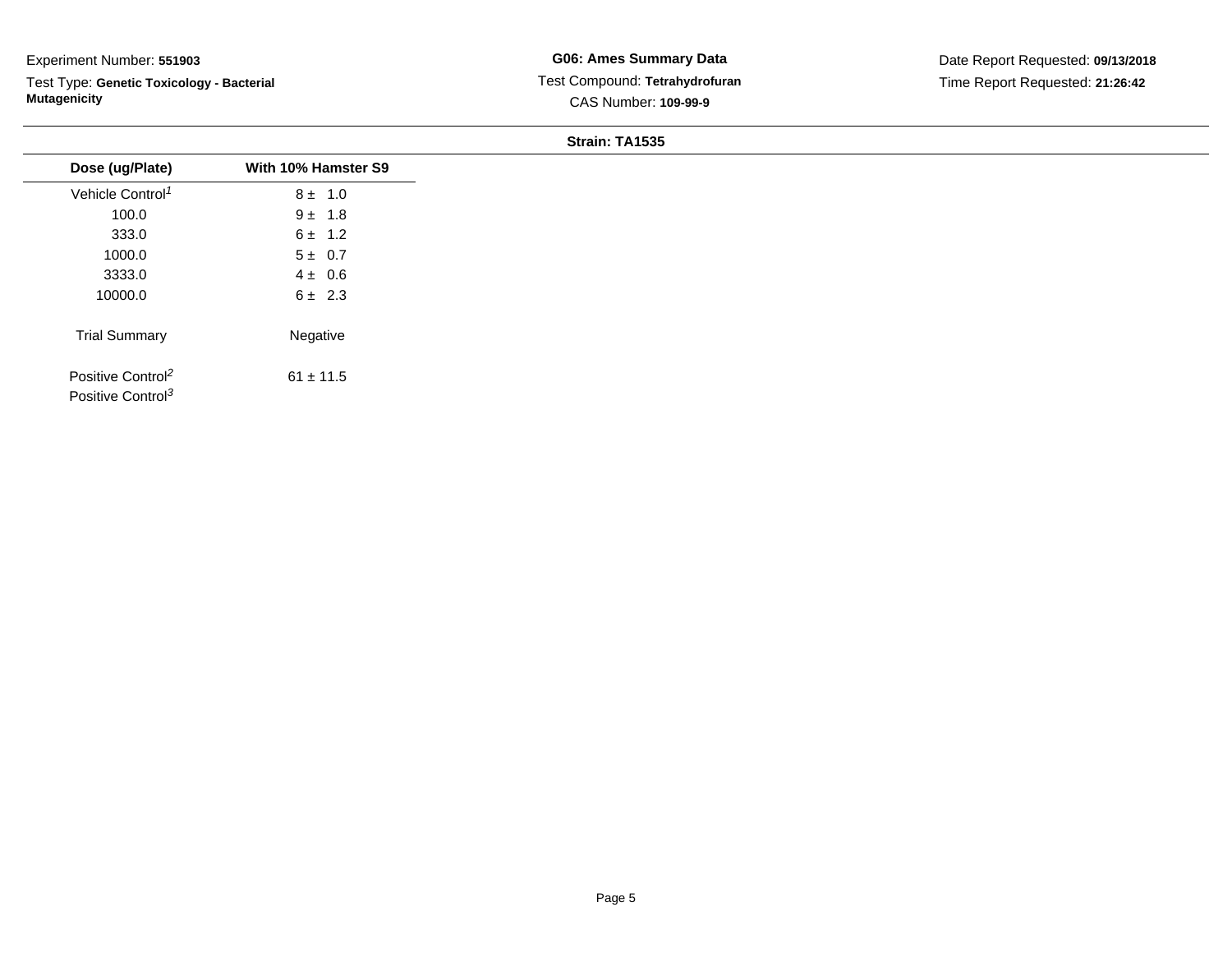Experiment Number: **551903**

Test Type: **Genetic Toxicology - Bacterial Mutagenicity**

**G06: Ames Summary Data**

Test Compound: **Tetrahydrofuran**

CAS Number: **109-99-9**

Date Report Requested: **09/13/2018**

Time Report Requested: **21:26:42**

**Strain: TA1535**

| Dose (ug/Plate) | With 10% Hamster S9 |
|---|---|
| Vehicle Control[1] | 8 ± 1.0 |
| 100.0 | 9 ± 1.8 |
| 333.0 | 6 ± 1.2 |
| 1000.0 | 5 ± 0.7 |
| 3333.0 | 4 ± 0.6 |
| 10000.0 | 6 ± 2.3 |
| Trial Summary | Negative |
| Positive Control[2] | 61 ± 11.5 |
| Positive Control[3] | |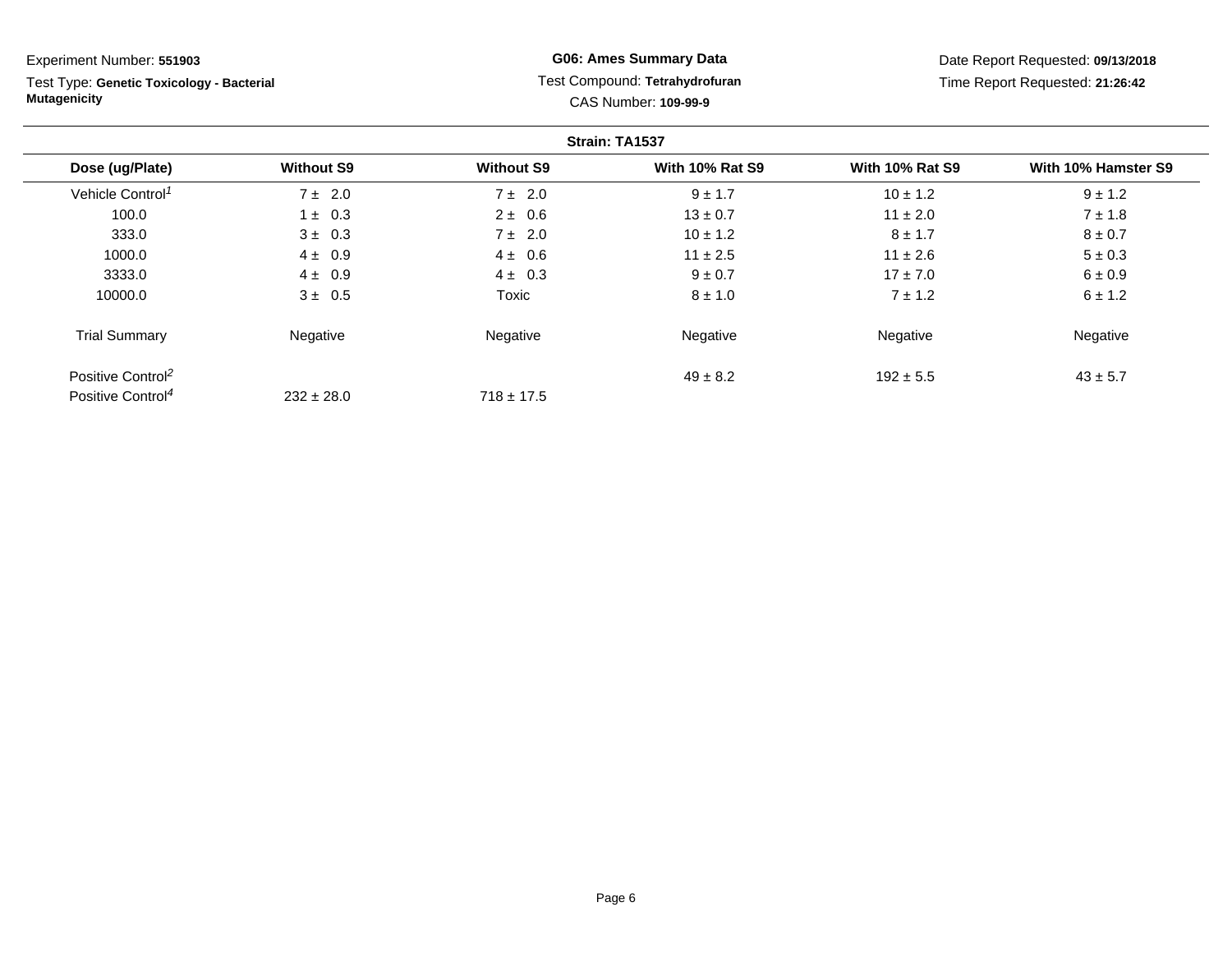Experiment Number: **551903**

Test Type: **Genetic Toxicology - Bacterial Mutagenicity**

**G06: Ames Summary Data**

Test Compound: **Tetrahydrofuran**

CAS Number: **109-99-9**

Date Report Requested: **09/13/2018**

Time Report Requested: **21:26:42**

**Strain: TA1537**

| Dose (ug/Plate) | Without S9 | Without S9 | With 10% Rat S9 | With 10% Rat S9 | With 10% Hamster S9 |
|---|---|---|---|---|---|
| Vehicle Control[1] | 7 ± 2.0 | 7 ± 2.0 | 9 ± 1.7 | 10 ± 1.2 | 9 ± 1.2 |
| 100.0 | 1 ± 0.3 | 2 ± 0.6 | 13 ± 0.7 | 11 ± 2.0 | 7 ± 1.8 |
| 333.0 | 3 ± 0.3 | 7 ± 2.0 | 10 ± 1.2 | 8 ± 1.7 | 8 ± 0.7 |
| 1000.0 | 4 ± 0.9 | 4 ± 0.6 | 11 ± 2.5 | 11 ± 2.6 | 5 ± 0.3 |
| 3333.0 | 4 ± 0.9 | 4 ± 0.3 | 9 ± 0.7 | 17 ± 7.0 | 6 ± 0.9 |
| 10000.0 | 3 ± 0.5 | Toxic | 8 ± 1.0 | 7 ± 1.2 | 6 ± 1.2 |
| Trial Summary | Negative | Negative | Negative | Negative | Negative |
| Positive Control[2] | | | 49 ± 8.2 | 192 ± 5.5 | 43 ± 5.7 |
| Positive Control[4] | 232 ± 28.0 | 718 ± 17.5 | | | |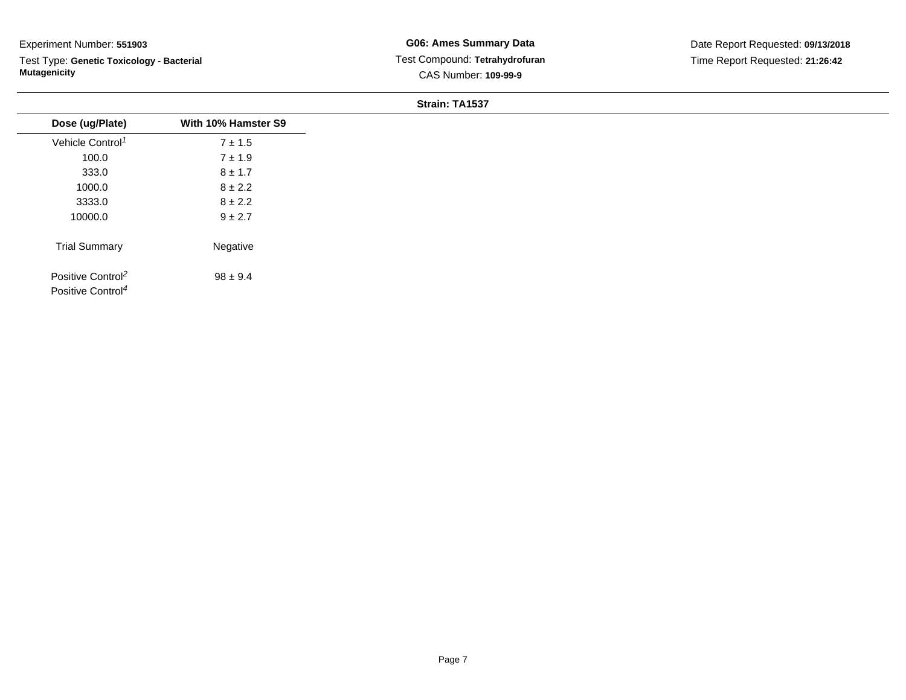Experiment Number: **551903**

Test Type: **Genetic Toxicology - Bacterial Mutagenicity**

**G06: Ames Summary Data**

Test Compound: **Tetrahydrofuran**

CAS Number: **109-99-9**

Date Report Requested: **09/13/2018**

Time Report Requested: **21:26:42**

**Strain: TA1537**

| Dose (ug/Plate) | With 10% Hamster S9 |
|---|---|
| Vehicle Control[1] | 7 ± 1.5 |
| 100.0 | 7 ± 1.9 |
| 333.0 | 8 ± 1.7 |
| 1000.0 | 8 ± 2.2 |
| 3333.0 | 8 ± 2.2 |
| 10000.0 | 9 ± 2.7 |
| Trial Summary | Negative |
| Positive Control[2] | 98 ± 9.4 |
| Positive Control[4] | |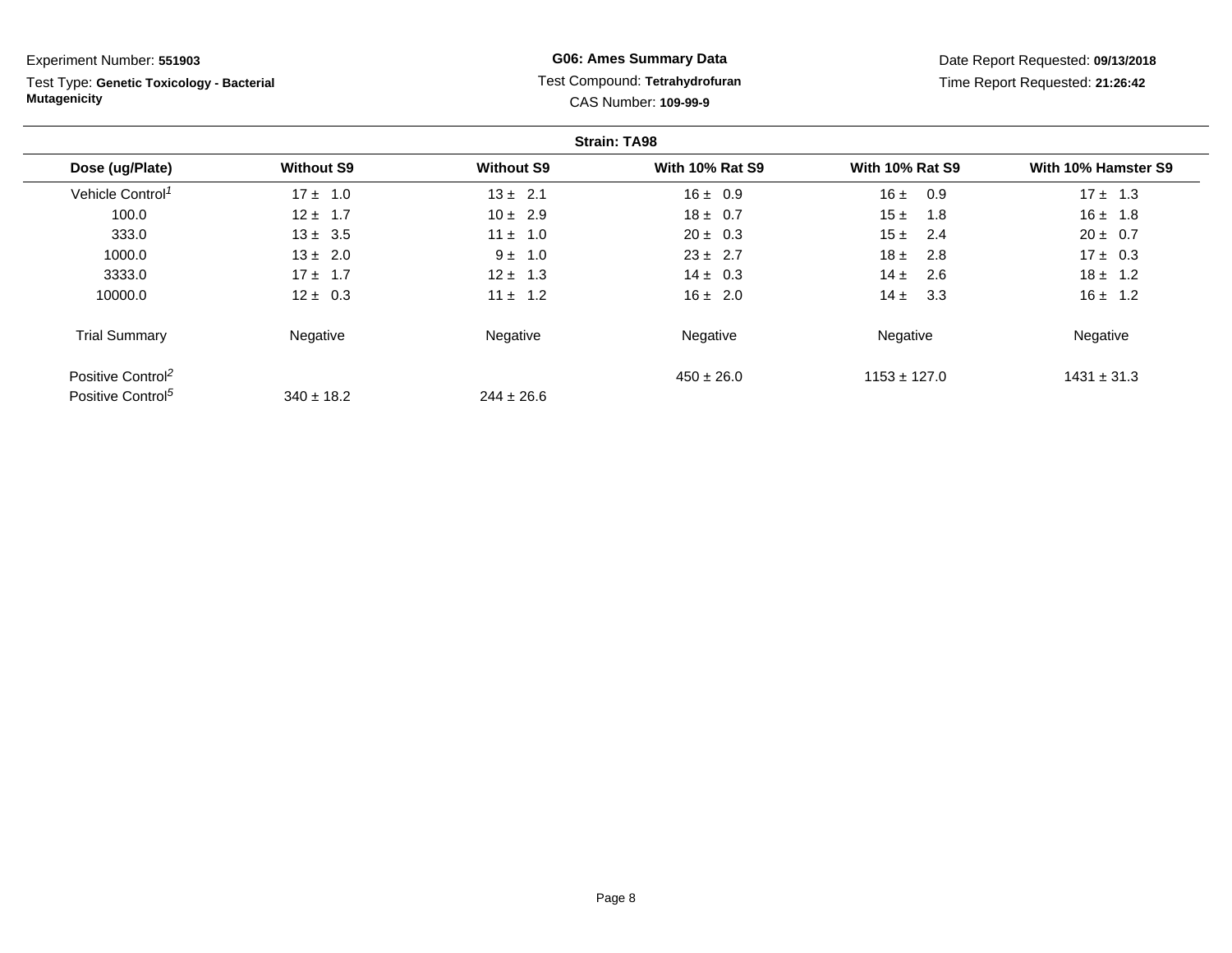Experiment Number: **551903**

Test Type: **Genetic Toxicology - Bacterial Mutagenicity**

**G06: Ames Summary Data**

Test Compound: **Tetrahydrofuran**

CAS Number: **109-99-9**

Date Report Requested: **09/13/2018**

Time Report Requested: **21:26:42**

**Strain: TA98**

| Dose (ug/Plate) | Without S9 | Without S9 | With 10% Rat S9 | With 10% Rat S9 | With 10% Hamster S9 |
|---|---|---|---|---|---|
| Vehicle Control[1] | 17 ± 1.0 | 13 ± 2.1 | 16 ± 0.9 | 16 ± 0.9 | 17 ± 1.3 |
| 100.0 | 12 ± 1.7 | 10 ± 2.9 | 18 ± 0.7 | 15 ± 1.8 | 16 ± 1.8 |
| 333.0 | 13 ± 3.5 | 11 ± 1.0 | 20 ± 0.3 | 15 ± 2.4 | 20 ± 0.7 |
| 1000.0 | 13 ± 2.0 | 9 ± 1.0 | 23 ± 2.7 | 18 ± 2.8 | 17 ± 0.3 |
| 3333.0 | 17 ± 1.7 | 12 ± 1.3 | 14 ± 0.3 | 14 ± 2.6 | 18 ± 1.2 |
| 10000.0 | 12 ± 0.3 | 11 ± 1.2 | 16 ± 2.0 | 14 ± 3.3 | 16 ± 1.2 |
| Trial Summary | Negative | Negative | Negative | Negative | Negative |
| Positive Control[2] | | | 450 ± 26.0 | 1153 ± 127.0 | 1431 ± 31.3 |
| Positive Control[5] | 340 ± 18.2 | 244 ± 26.6 | | | |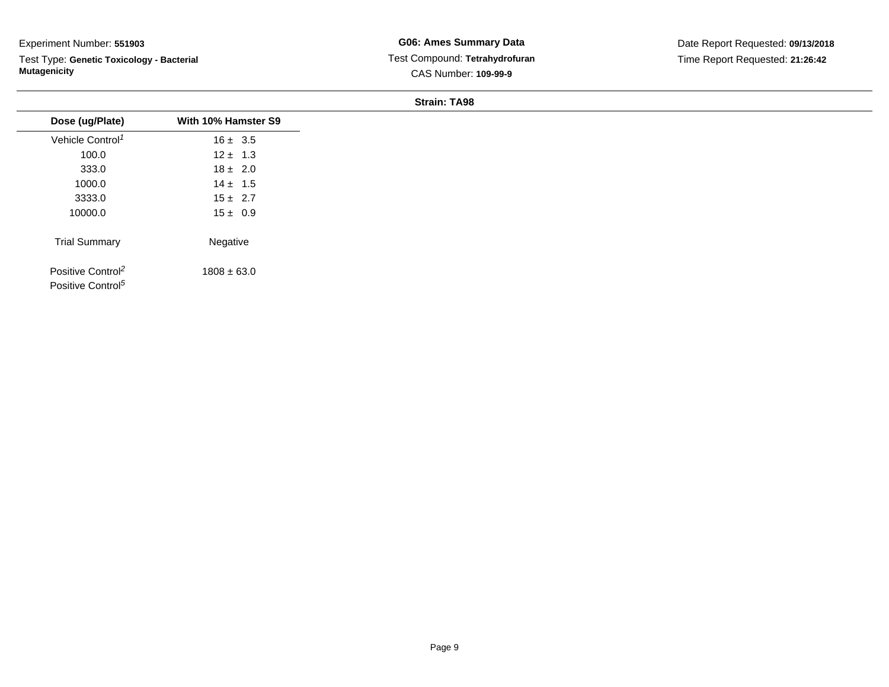Experiment Number: **551903**

Test Type: **Genetic Toxicology - Bacterial Mutagenicity**

**G06: Ames Summary Data**

Test Compound: **Tetrahydrofuran**

CAS Number: **109-99-9**

Date Report Requested: **09/13/2018**

Time Report Requested: **21:26:42**

**Strain: TA98**

| Dose (ug/Plate) | With 10% Hamster S9 |
|---|---|
| Vehicle Control[1] | 16 ± 3.5 |
| 100.0 | 12 ± 1.3 |
| 333.0 | 18 ± 2.0 |
| 1000.0 | 14 ± 1.5 |
| 3333.0 | 15 ± 2.7 |
| 10000.0 | 15 ± 0.9 |
| Trial Summary | Negative |
| Positive Control[2] | 1808 ± 63.0 |
| Positive Control[5] | |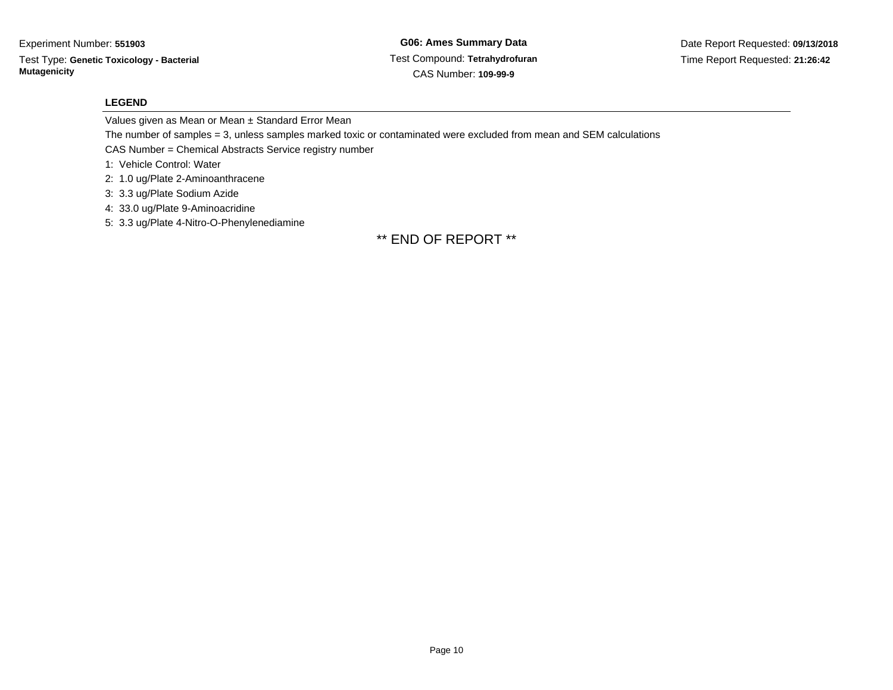Experiment Number: **551903**

Test Type: **Genetic Toxicology - Bacterial Mutagenicity**

**G06: Ames Summary Data**

Test Compound: **Tetrahydrofuran**

CAS Number: **109-99-9**

Date Report Requested: **09/13/2018**

Time Report Requested: **21:26:42**

**LEGEND**

Values given as Mean or Mean ± Standard Error Mean

The number of samples = 3, unless samples marked toxic or contaminated were excluded from mean and SEM calculations

CAS Number = Chemical Abstracts Service registry number

1: Vehicle Control: Water

2: 1.0 ug/Plate 2-Aminoanthracene

3: 3.3 ug/Plate Sodium Azide

4: 33.0 ug/Plate 9-Aminoacridine

5: 3.3 ug/Plate 4-Nitro-O-Phenylenediamine

** END OF REPORT **